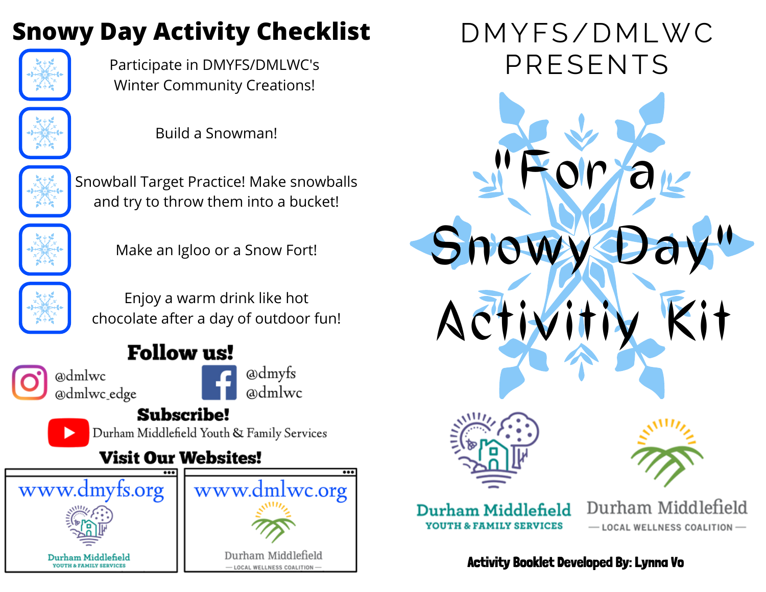# Snowy Day Activity Checklist

- Participate in DMYFS/DMLWC's Winter Community Creations!
- Build a Snowman!
- Snowball Target Practice! Make snowballs and try to throw them into a bucket!
- Make an Igloo or a Snow Fort!
- Enjoy a warm drink like hot chocolate after a day of outdoor fun!

## Follow us!

Instagram: @dmlwc, @dmlwc_edge

Facebook: @dmyfs, @dmlwc

## Subscribe!

YouTube: Durham Middlefield Youth & Family Services

## Visit Our Websites!

www.dmyfs.org

Durham Middlefield YOUTH & FAMILY SERVICES

www.dmlwc.org

Durham Middlefield — LOCAL WELLNESS COALITION —

# DMYFS/DMLWC PRESENTS

# "For a Snowy Day" Activitiy Kit

Durham Middlefield YOUTH & FAMILY SERVICES

Durham Middlefield — LOCAL WELLNESS COALITION —

**Activity Booklet Developed By: Lynna Vo**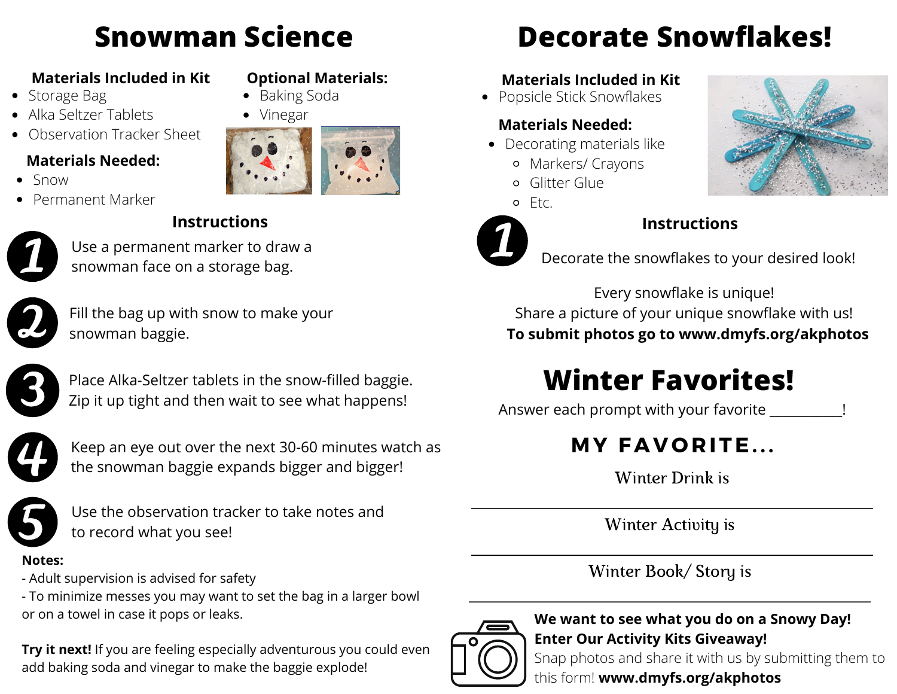# Snowman Science

**Materials Included in Kit**

- Storage Bag
- Alka Seltzer Tablets
- Observation Tracker Sheet

**Optional Materials:**

- Baking Soda
- Vinegar

**Materials Needed:**

- Snow
- Permanent Marker

## Instructions

1. Use a permanent marker to draw a snowman face on a storage bag.
2. Fill the bag up with snow to make your snowman baggie.
3. Place Alka-Seltzer tablets in the snow-filled baggie. Zip it up tight and then wait to see what happens!
4. Keep an eye out over the next 30-60 minutes watch as the snowman baggie expands bigger and bigger!
5. Use the observation tracker to take notes and to record what you see!

**Notes:**
- Adult supervision is advised for safety
- To minimize messes you may want to set the bag in a larger bowl or on a towel in case it pops or leaks.

**Try it next!** If you are feeling especially adventurous you could even add baking soda and vinegar to make the baggie explode!

# Decorate Snowflakes!

**Materials Included in Kit**

- Popsicle Stick Snowflakes

**Materials Needed:**

- Decorating materials like
  - Markers/ Crayons
  - Glitter Glue
  - Etc.

## Instructions

1. Decorate the snowflakes to your desired look!

Every snowflake is unique!
Share a picture of your unique snowflake with us!
**To submit photos go to www.dmyfs.org/akphotos**

# Winter Favorites!

Answer each prompt with your favorite __________!

## MY FAVORITE...

Winter Drink is

______________________________

Winter Activity is

______________________________

Winter Book/ Story is

______________________________

**We want to see what you do on a Snowy Day!**
**Enter Our Activity Kits Giveaway!**
Snap photos and share it with us by submitting them to this form! **www.dmyfs.org/akphotos**